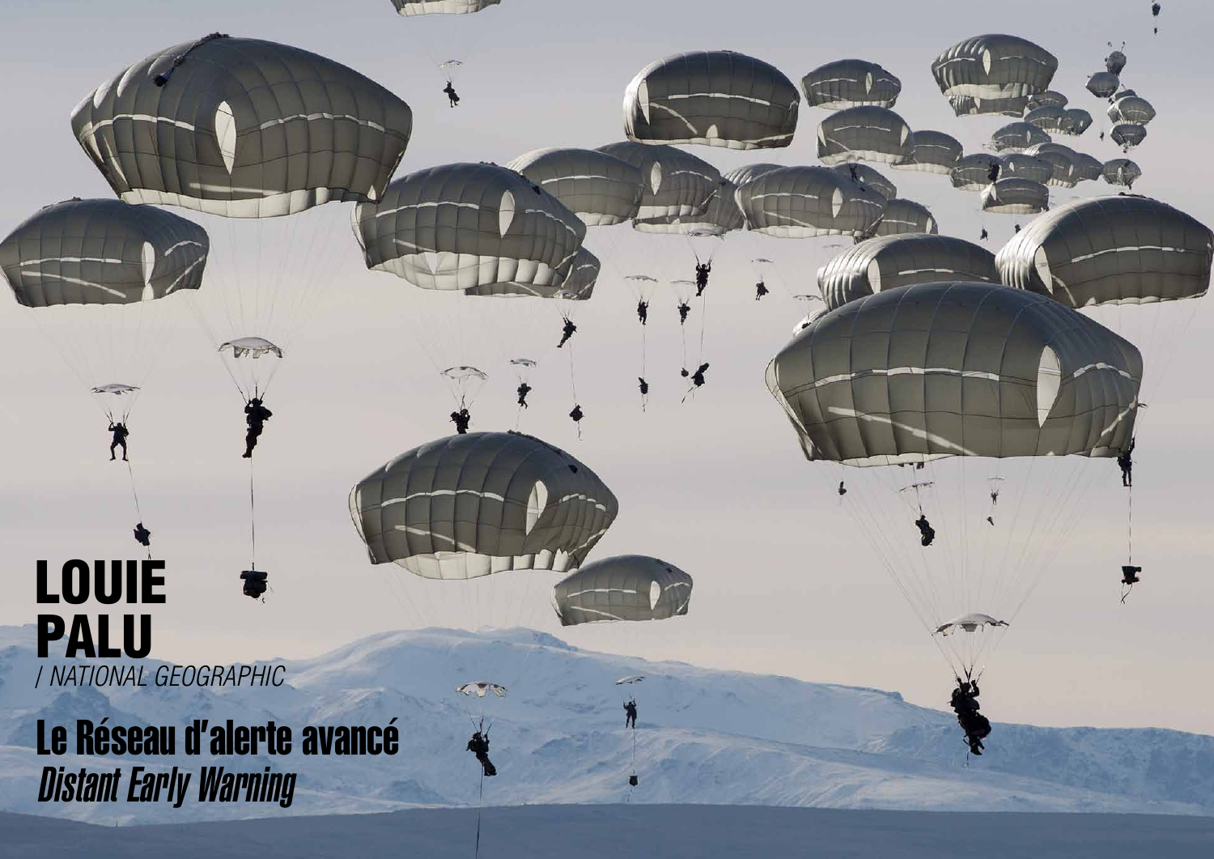# LOUIE PALU

*/ NATIONAL GEOGRAPHIC*

## Le Réseau d'alerte avancé

## *Distant Early Warning*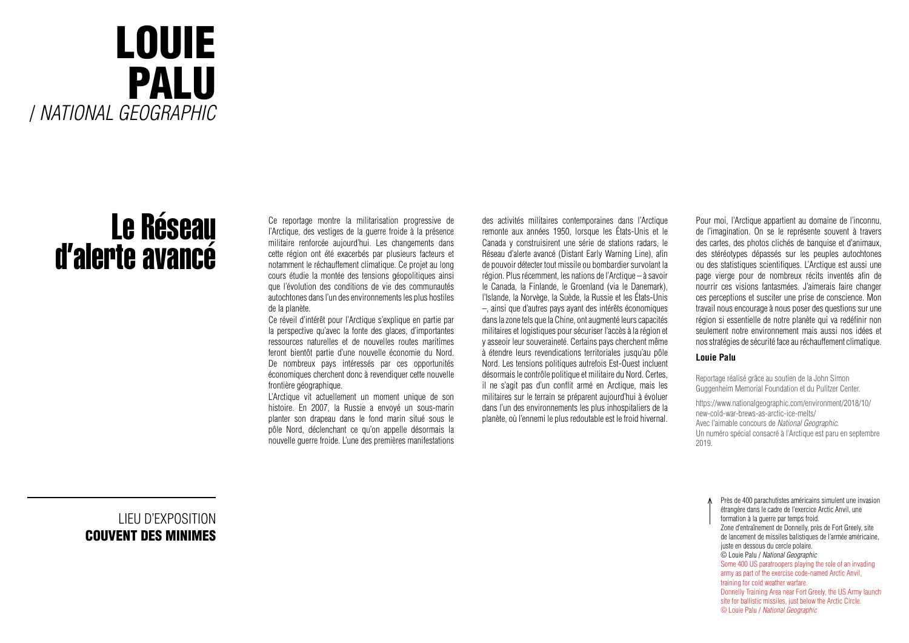# LOUIE PALU
*/ NATIONAL GEOGRAPHIC*

## Le Réseau d'alerte avancé

Ce reportage montre la militarisation progressive de l'Arctique, des vestiges de la guerre froide à la présence militaire renforcée aujourd'hui. Les changements dans cette région ont été exacerbés par plusieurs facteurs et notamment le réchauffement climatique. Ce projet au long cours étudie la montée des tensions géopolitiques ainsi que l'évolution des conditions de vie des communautés autochtones dans l'un des environnements les plus hostiles de la planète.

Ce réveil d'intérêt pour l'Arctique s'explique en partie par la perspective qu'avec la fonte des glaces, d'importantes ressources naturelles et de nouvelles routes maritimes feront bientôt partie d'une nouvelle économie du Nord. De nombreux pays intéressés par ces opportunités économiques cherchent donc à revendiquer cette nouvelle frontière géographique.

L'Arctique vit actuellement un moment unique de son histoire. En 2007, la Russie a envoyé un sous-marin planter son drapeau dans le fond marin situé sous le pôle Nord, déclenchant ce qu'on appelle désormais la nouvelle guerre froide. L'une des premières manifestations des activités militaires contemporaines dans l'Arctique remonte aux années 1950, lorsque les États-Unis et le Canada y construisirent une série de stations radars, le Réseau d'alerte avancé (Distant Early Warning Line), afin de pouvoir détecter tout missile ou bombardier survolant la région. Plus récemment, les nations de l'Arctique – à savoir le Canada, la Finlande, le Groenland (via le Danemark), l'Islande, la Norvège, la Suède, la Russie et les États-Unis –, ainsi que d'autres pays ayant des intérêts économiques dans la zone tels que la Chine, ont augmenté leurs capacités militaires et logistiques pour sécuriser l'accès à la région et y asseoir leur souveraineté. Certains pays cherchent même à étendre leurs revendications territoriales jusqu'au pôle Nord. Les tensions politiques autrefois Est-Ouest incluent désormais le contrôle politique et militaire du Nord. Certes, il ne s'agit pas d'un conflit armé en Arctique, mais les militaires sur le terrain se préparent aujourd'hui à évoluer dans l'un des environnements les plus inhospitaliers de la planète, où l'ennemi le plus redoutable est le froid hivernal.

Pour moi, l'Arctique appartient au domaine de l'inconnu, de l'imagination. On se le représente souvent à travers des cartes, des photos clichés de banquise et d'animaux, des stéréotypes dépassés sur les peuples autochtones ou des statistiques scientifiques. L'Arctique est aussi une page vierge pour de nombreux récits inventés afin de nourrir ces visions fantasmées. J'aimerais faire changer ces perceptions et susciter une prise de conscience. Mon travail nous encourage à nous poser des questions sur une région si essentielle de notre planète qui va redéfinir non seulement notre environnement mais aussi nos idées et nos stratégies de sécurité face au réchauffement climatique.

**Louie Palu**

Reportage réalisé grâce au soutien de la John Simon Guggenheim Memorial Foundation et du Pulitzer Center.

https://www.nationalgeographic.com/environment/2018/10/new-cold-war-brews-as-arctic-ice-melts/
Avec l'aimable concours de *National Geographic*.
Un numéro spécial consacré à l'Arctique est paru en septembre 2019.

LIEU D'EXPOSITION
**COUVENT DES MINIMES**

Près de 400 parachutistes américains simulent une invasion étrangère dans le cadre de l'exercice Arctic Anvil, une formation à la guerre par temps froid.
Zone d'entraînement de Donnelly, près de Fort Greely, site de lancement de missiles balistiques de l'armée américaine, juste en dessous du cercle polaire.
© Louie Palu / *National Geographic*

Some 400 US paratroopers playing the role of an invading army as part of the exercise code-named Arctic Anvil, training for cold weather warfare.
Donnelly Training Area near Fort Greely, the US Army launch site for ballistic missiles, just below the Arctic Circle.
© Louie Palu / *National Geographic*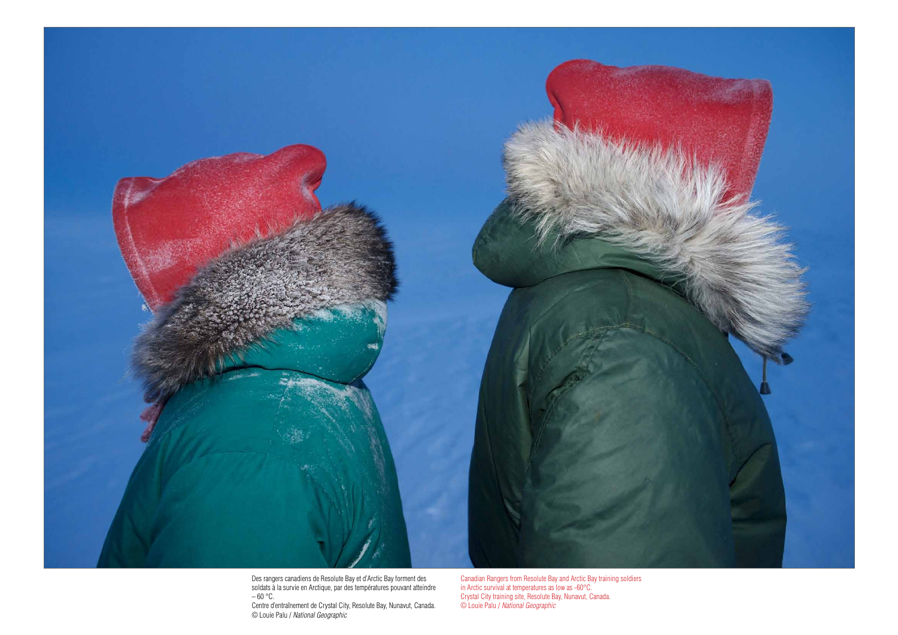Des rangers canadiens de Resolute Bay et d'Arctic Bay forment des soldats à la survie en Arctique, par des températures pouvant atteindre – 60 °C.
Centre d'entraînement de Crystal City, Resolute Bay, Nunavut, Canada.
© Louie Palu / *National Geographic*

Canadian Rangers from Resolute Bay and Arctic Bay training soldiers in Arctic survival at temperatures as low as -60°C.
Crystal City training site, Resolute Bay, Nunavut, Canada.
© Louie Palu / *National Geographic*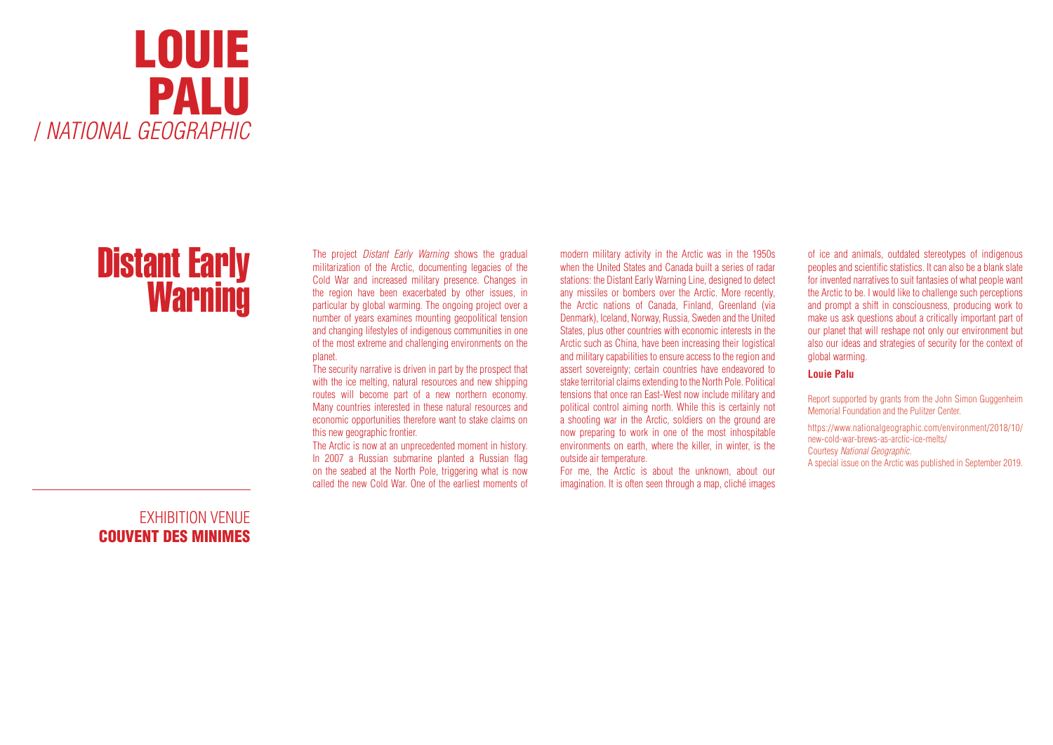# LOUIE PALU

*/ NATIONAL GEOGRAPHIC*

## Distant Early Warning

EXHIBITION VENUE
**COUVENT DES MINIMES**

The project *Distant Early Warning* shows the gradual militarization of the Arctic, documenting legacies of the Cold War and increased military presence. Changes in the region have been exacerbated by other issues, in particular by global warming. The ongoing project over a number of years examines mounting geopolitical tension and changing lifestyles of indigenous communities in one of the most extreme and challenging environments on the planet.

The security narrative is driven in part by the prospect that with the ice melting, natural resources and new shipping routes will become part of a new northern economy. Many countries interested in these natural resources and economic opportunities therefore want to stake claims on this new geographic frontier.

The Arctic is now at an unprecedented moment in history. In 2007 a Russian submarine planted a Russian flag on the seabed at the North Pole, triggering what is now called the new Cold War. One of the earliest moments of modern military activity in the Arctic was in the 1950s when the United States and Canada built a series of radar stations: the Distant Early Warning Line, designed to detect any missiles or bombers over the Arctic. More recently, the Arctic nations of Canada, Finland, Greenland (via Denmark), Iceland, Norway, Russia, Sweden and the United States, plus other countries with economic interests in the Arctic such as China, have been increasing their logistical and military capabilities to ensure access to the region and assert sovereignty; certain countries have endeavored to stake territorial claims extending to the North Pole. Political tensions that once ran East-West now include military and political control aiming north. While this is certainly not a shooting war in the Arctic, soldiers on the ground are now preparing to work in one of the most inhospitable environments on earth, where the killer, in winter, is the outside air temperature.

For me, the Arctic is about the unknown, about our imagination. It is often seen through a map, cliché images of ice and animals, outdated stereotypes of indigenous peoples and scientific statistics. It can also be a blank slate for invented narratives to suit fantasies of what people want the Arctic to be. I would like to challenge such perceptions and prompt a shift in consciousness, producing work to make us ask questions about a critically important part of our planet that will reshape not only our environment but also our ideas and strategies of security for the context of global warming.

**Louie Palu**

Report supported by grants from the John Simon Guggenheim Memorial Foundation and the Pulitzer Center.

https://www.nationalgeographic.com/environment/2018/10/new-cold-war-brews-as-arctic-ice-melts/
Courtesy *National Geographic*.
A special issue on the Arctic was published in September 2019.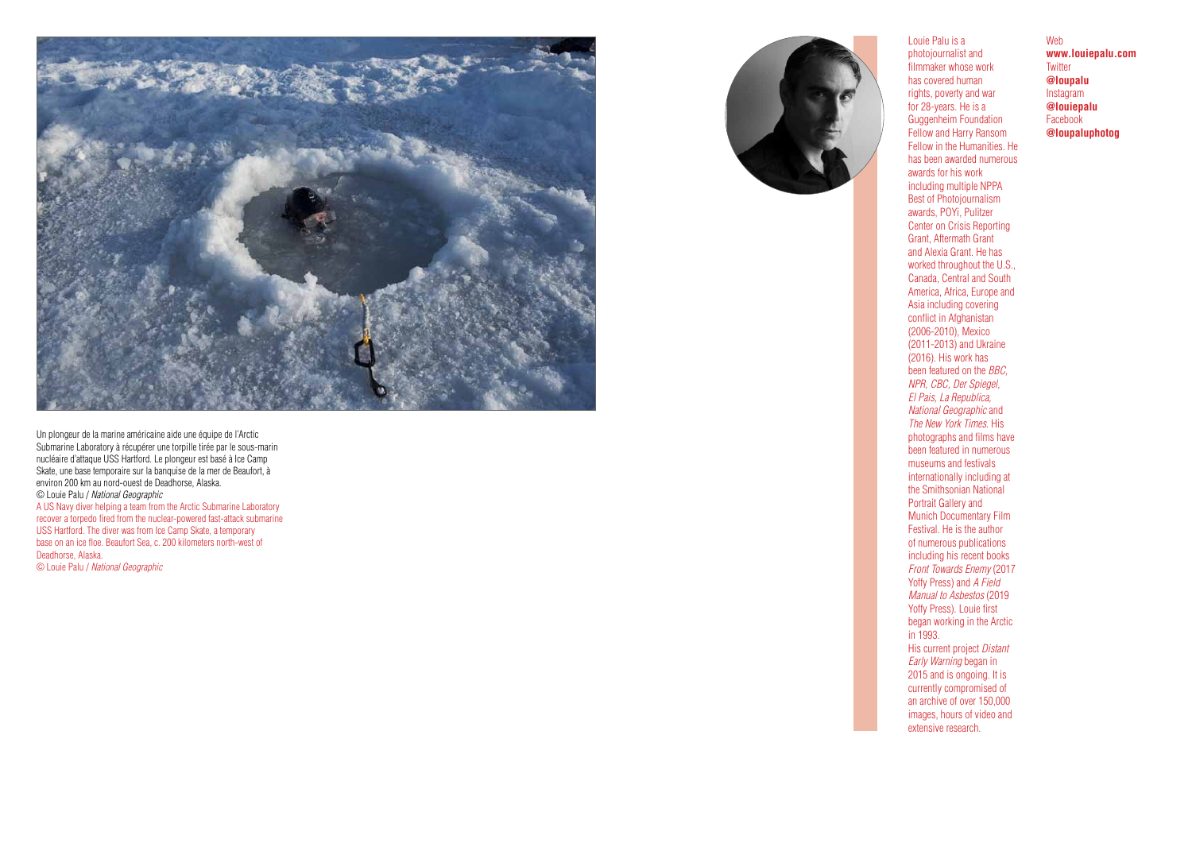Un plongeur de la marine américaine aide une équipe de l'Arctic Submarine Laboratory à récupérer une torpille tirée par le sous-marin nucléaire d'attaque USS Hartford. Le plongeur est basé à Ice Camp Skate, une base temporaire sur la banquise de la mer de Beaufort, à environ 200 km au nord-ouest de Deadhorse, Alaska.
© Louie Palu / *National Geographic*

A US Navy diver helping a team from the Arctic Submarine Laboratory recover a torpedo fired from the nuclear-powered fast-attack submarine USS Hartford. The diver was from Ice Camp Skate, a temporary base on an ice floe. Beaufort Sea, c. 200 kilometers north-west of Deadhorse, Alaska.
© Louie Palu / *National Geographic*

Louie Palu is a photojournalist and filmmaker whose work has covered human rights, poverty and war for 28-years. He is a Guggenheim Foundation Fellow and Harry Ransom Fellow in the Humanities. He has been awarded numerous awards for his work including multiple NPPA Best of Photojournalism awards, POYi, Pulitzer Center on Crisis Reporting Grant, Aftermath Grant and Alexia Grant. He has worked throughout the U.S., Canada, Central and South America, Africa, Europe and Asia including covering conflict in Afghanistan (2006-2010), Mexico (2011-2013) and Ukraine (2016). His work has been featured on the *BBC, NPR, CBC, Der Spiegel, El Pais, La Republica, National Geographic* and *The New York Times*. His photographs and films have been featured in numerous museums and festivals internationally including at the Smithsonian National Portrait Gallery and Munich Documentary Film Festival. He is the author of numerous publications including his recent books *Front Towards Enemy* (2017 Yoffy Press) and *A Field Manual to Asbestos* (2019 Yoffy Press). Louie first began working in the Arctic in 1993.
His current project *Distant Early Warning* began in 2015 and is ongoing. It is currently compromised of an archive of over 150,000 images, hours of video and extensive research.

Web
**www.louiepalu.com**
Twitter
**@loupalu**
Instagram
**@louiepalu**
Facebook
**@loupaluphotog**